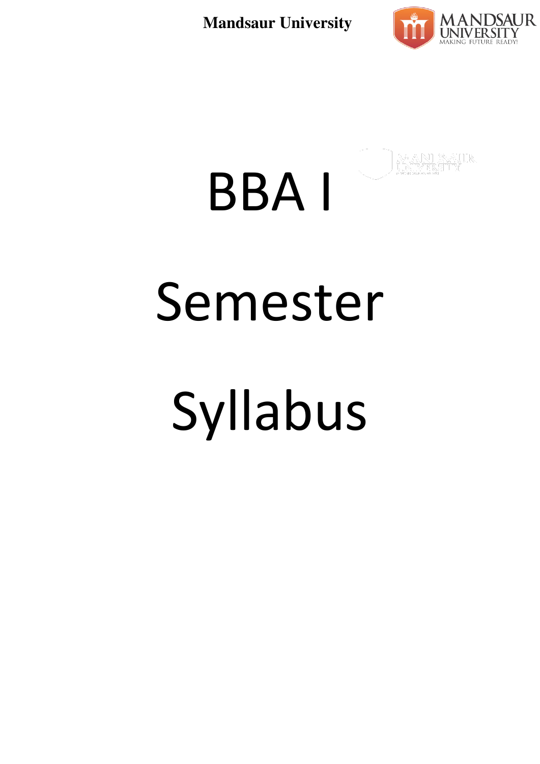# BBA I

# Semester

# Syllabus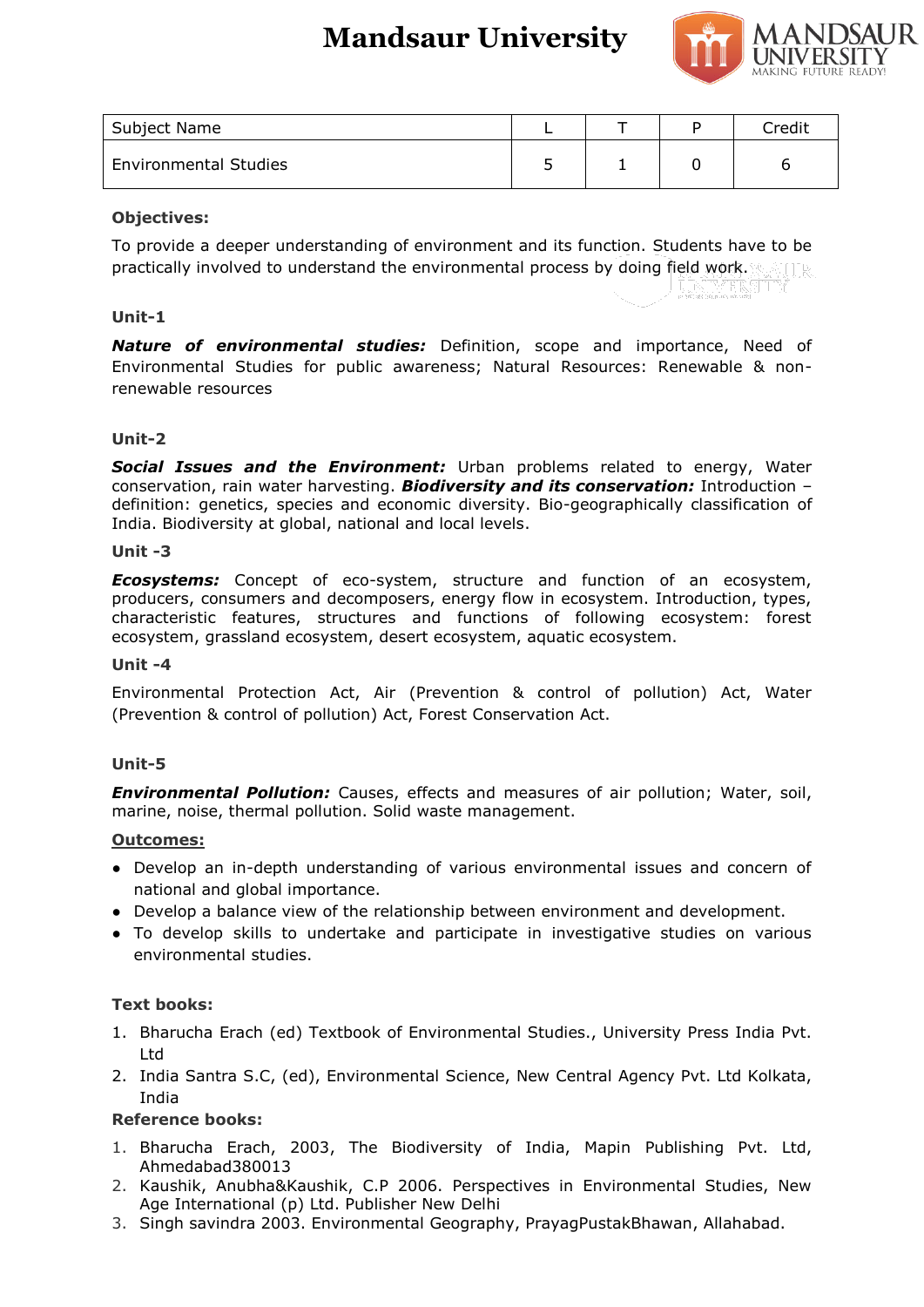# Mandsaur University

| Subject Name | L | T | P | Credit |
|---|---|---|---|---|
| Environmental Studies | 5 | 1 | 0 | 6 |

**Objectives:**

To provide a deeper understanding of environment and its function. Students have to be practically involved to understand the environmental process by doing field work.

**Unit-1**

***Nature of environmental studies:*** Definition, scope and importance, Need of Environmental Studies for public awareness; Natural Resources: Renewable & non-renewable resources

**Unit-2**

***Social Issues and the Environment:*** Urban problems related to energy, Water conservation, rain water harvesting. ***Biodiversity and its conservation:*** Introduction – definition: genetics, species and economic diversity. Bio-geographically classification of India. Biodiversity at global, national and local levels.

**Unit -3**

***Ecosystems:*** Concept of eco-system, structure and function of an ecosystem, producers, consumers and decomposers, energy flow in ecosystem. Introduction, types, characteristic features, structures and functions of following ecosystem: forest ecosystem, grassland ecosystem, desert ecosystem, aquatic ecosystem.

**Unit -4**

Environmental Protection Act, Air (Prevention & control of pollution) Act, Water (Prevention & control of pollution) Act, Forest Conservation Act.

**Unit-5**

***Environmental Pollution:*** Causes, effects and measures of air pollution; Water, soil, marine, noise, thermal pollution. Solid waste management.

**Outcomes:**

- Develop an in-depth understanding of various environmental issues and concern of national and global importance.
- Develop a balance view of the relationship between environment and development.
- To develop skills to undertake and participate in investigative studies on various environmental studies.

**Text books:**

1. Bharucha Erach (ed) Textbook of Environmental Studies., University Press India Pvt. Ltd
2. India Santra S.C, (ed), Environmental Science, New Central Agency Pvt. Ltd Kolkata, India

**Reference books:**

1. Bharucha Erach, 2003, The Biodiversity of India, Mapin Publishing Pvt. Ltd, Ahmedabad380013
2. Kaushik, Anubha&Kaushik, C.P 2006. Perspectives in Environmental Studies, New Age International (p) Ltd. Publisher New Delhi
3. Singh savindra 2003. Environmental Geography, PrayagPustakBhawan, Allahabad.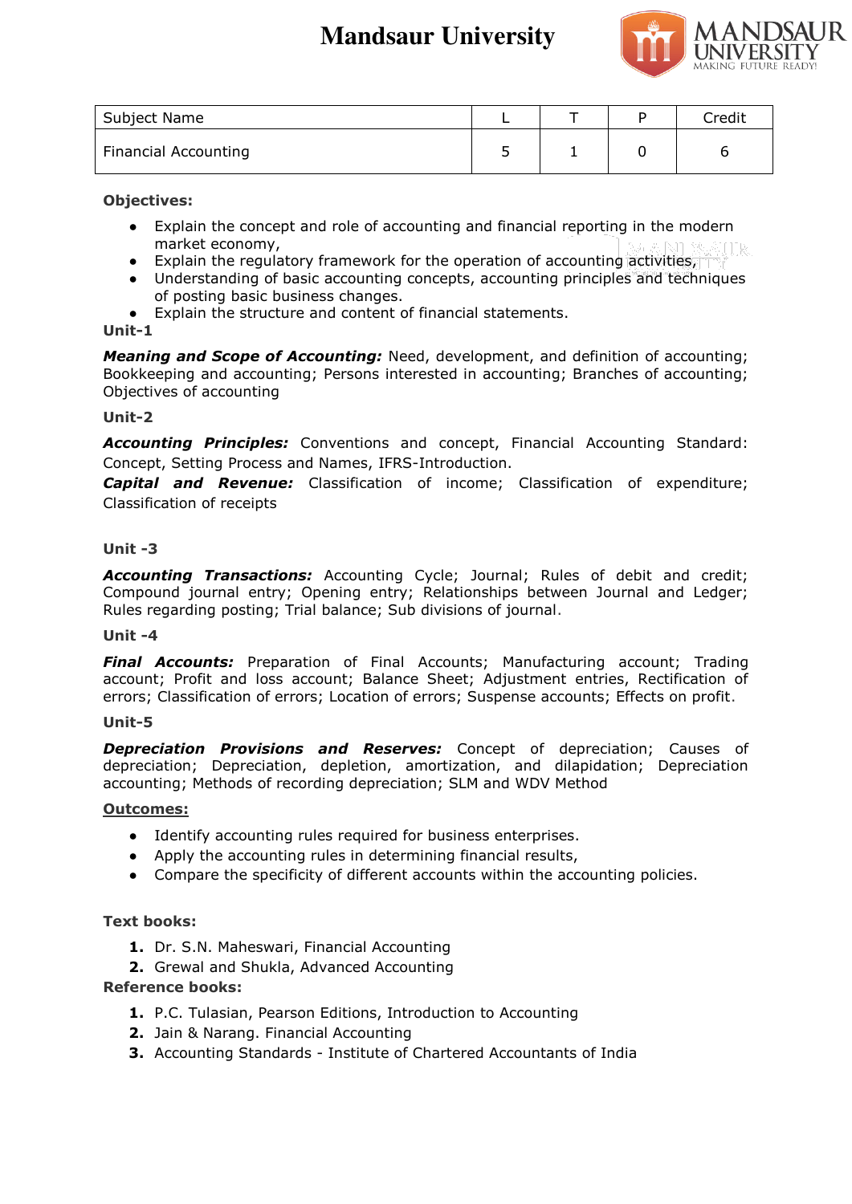# Mandsaur University

| Subject Name | L | T | P | Credit |
|---|---|---|---|---|
| Financial Accounting | 5 | 1 | 0 | 6 |

**Objectives:**

- Explain the concept and role of accounting and financial reporting in the modern market economy,
- Explain the regulatory framework for the operation of accounting activities,
- Understanding of basic accounting concepts, accounting principles and techniques of posting basic business changes.
- Explain the structure and content of financial statements.

**Unit-1**

***Meaning and Scope of Accounting:*** Need, development, and definition of accounting; Bookkeeping and accounting; Persons interested in accounting; Branches of accounting; Objectives of accounting

**Unit-2**

***Accounting Principles:*** Conventions and concept, Financial Accounting Standard: Concept, Setting Process and Names, IFRS-Introduction.

***Capital and Revenue:*** Classification of income; Classification of expenditure; Classification of receipts

**Unit -3**

***Accounting Transactions:*** Accounting Cycle; Journal; Rules of debit and credit; Compound journal entry; Opening entry; Relationships between Journal and Ledger; Rules regarding posting; Trial balance; Sub divisions of journal.

**Unit -4**

***Final Accounts:*** Preparation of Final Accounts; Manufacturing account; Trading account; Profit and loss account; Balance Sheet; Adjustment entries, Rectification of errors; Classification of errors; Location of errors; Suspense accounts; Effects on profit.

**Unit-5**

***Depreciation Provisions and Reserves:*** Concept of depreciation; Causes of depreciation; Depreciation, depletion, amortization, and dilapidation; Depreciation accounting; Methods of recording depreciation; SLM and WDV Method

**Outcomes:**

- Identify accounting rules required for business enterprises.
- Apply the accounting rules in determining financial results,
- Compare the specificity of different accounts within the accounting policies.

**Text books:**

1. Dr. S.N. Maheswari, Financial Accounting
2. Grewal and Shukla, Advanced Accounting

**Reference books:**

1. P.C. Tulasian, Pearson Editions, Introduction to Accounting
2. Jain & Narang. Financial Accounting
3. Accounting Standards - Institute of Chartered Accountants of India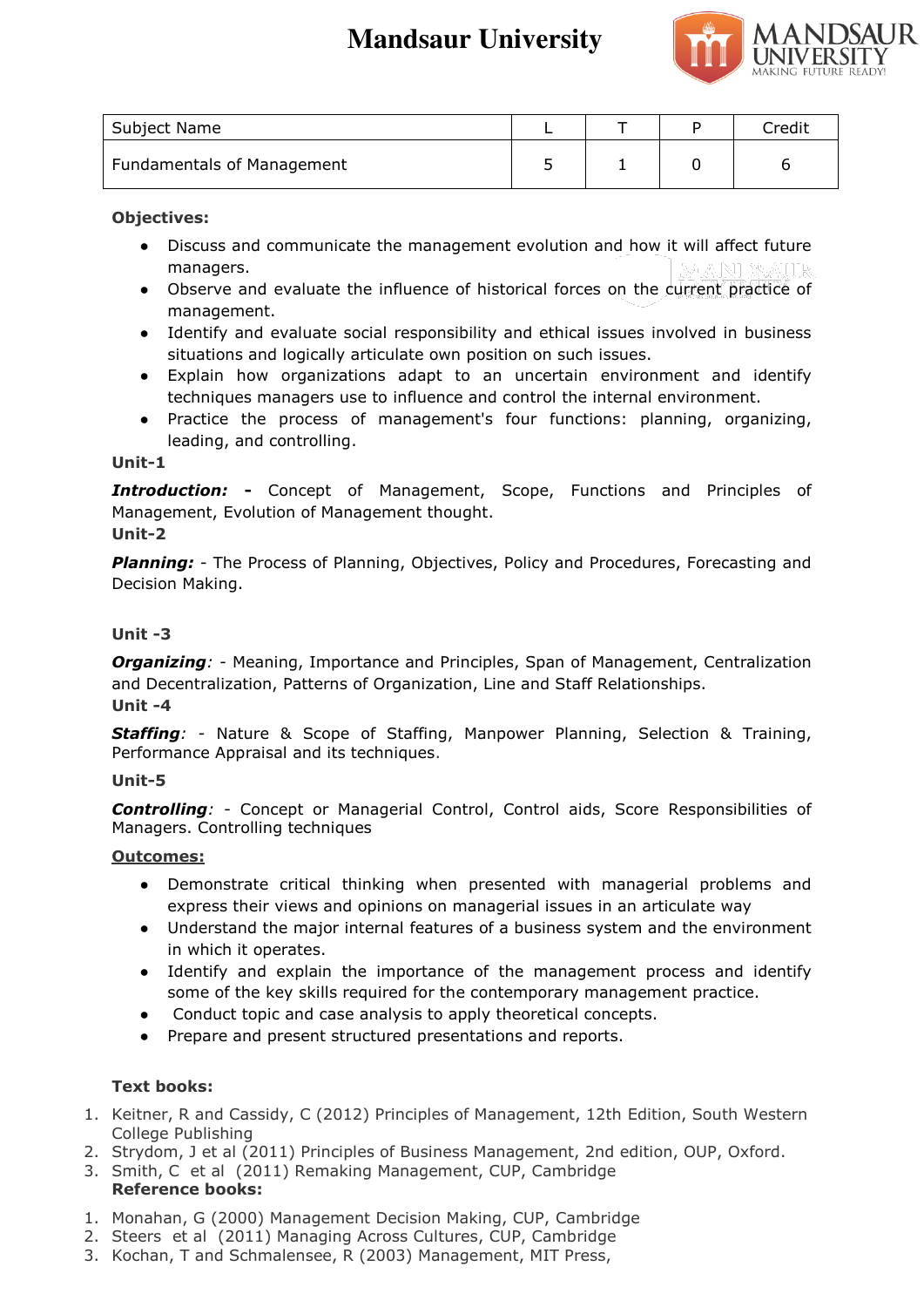# Mandsaur University

| Subject Name | L | T | P | Credit |
|---|---|---|---|---|
| Fundamentals of Management | 5 | 1 | 0 | 6 |

**Objectives:**

- Discuss and communicate the management evolution and how it will affect future managers.
- Observe and evaluate the influence of historical forces on the current practice of management.
- Identify and evaluate social responsibility and ethical issues involved in business situations and logically articulate own position on such issues.
- Explain how organizations adapt to an uncertain environment and identify techniques managers use to influence and control the internal environment.
- Practice the process of management's four functions: planning, organizing, leading, and controlling.

**Unit-1**

***Introduction:* -** Concept of Management, Scope, Functions and Principles of Management, Evolution of Management thought.

**Unit-2**

***Planning:*** - The Process of Planning, Objectives, Policy and Procedures, Forecasting and Decision Making.

**Unit -3**

***Organizing**:* - Meaning, Importance and Principles, Span of Management, Centralization and Decentralization, Patterns of Organization, Line and Staff Relationships.

**Unit -4**

***Staffing**:* - Nature & Scope of Staffing, Manpower Planning, Selection & Training, Performance Appraisal and its techniques.

**Unit-5**

***Controlling**:* - Concept or Managerial Control, Control aids, Score Responsibilities of Managers. Controlling techniques

**Outcomes:**

- Demonstrate critical thinking when presented with managerial problems and express their views and opinions on managerial issues in an articulate way
- Understand the major internal features of a business system and the environment in which it operates.
- Identify and explain the importance of the management process and identify some of the key skills required for the contemporary management practice.
- Conduct topic and case analysis to apply theoretical concepts.
- Prepare and present structured presentations and reports.

**Text books:**

1. Keitner, R and Cassidy, C (2012) Principles of Management, 12th Edition, South Western College Publishing
2. Strydom, J et al (2011) Principles of Business Management, 2nd edition, OUP, Oxford.
3. Smith, C et al (2011) Remaking Management, CUP, Cambridge

**Reference books:**

1. Monahan, G (2000) Management Decision Making, CUP, Cambridge
2. Steers et al (2011) Managing Across Cultures, CUP, Cambridge
3. Kochan, T and Schmalensee, R (2003) Management, MIT Press,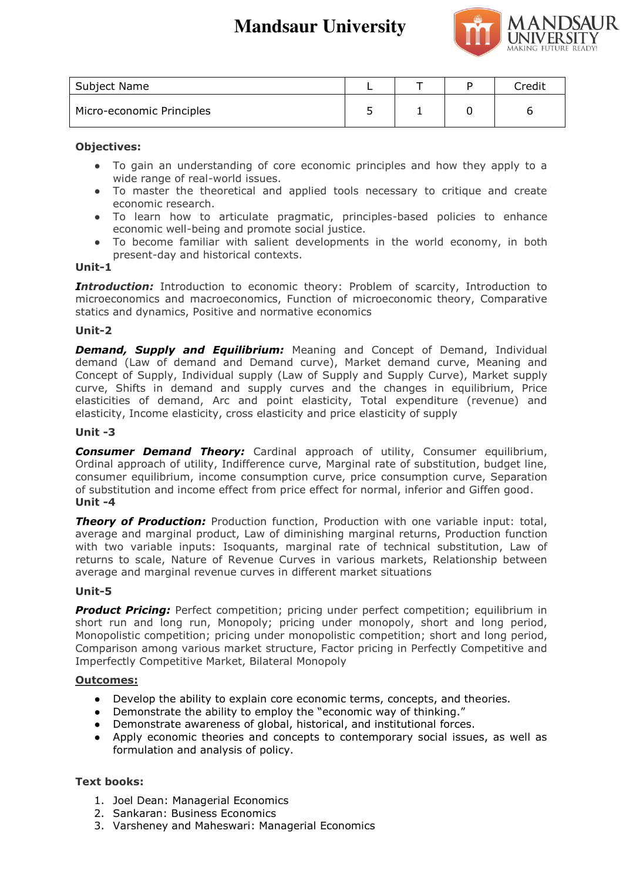# Mandsaur University

| Subject Name | L | T | P | Credit |
|---|---|---|---|---|
| Micro-economic Principles | 5 | 1 | 0 | 6 |

**Objectives:**

- To gain an understanding of core economic principles and how they apply to a wide range of real-world issues.
- To master the theoretical and applied tools necessary to critique and create economic research.
- To learn how to articulate pragmatic, principles-based policies to enhance economic well-being and promote social justice.
- To become familiar with salient developments in the world economy, in both present-day and historical contexts.

**Unit-1**

***Introduction:*** Introduction to economic theory: Problem of scarcity, Introduction to microeconomics and macroeconomics, Function of microeconomic theory, Comparative statics and dynamics, Positive and normative economics

**Unit-2**

***Demand, Supply and Equilibrium:*** Meaning and Concept of Demand, Individual demand (Law of demand and Demand curve), Market demand curve, Meaning and Concept of Supply, Individual supply (Law of Supply and Supply Curve), Market supply curve, Shifts in demand and supply curves and the changes in equilibrium, Price elasticities of demand, Arc and point elasticity, Total expenditure (revenue) and elasticity, Income elasticity, cross elasticity and price elasticity of supply

**Unit -3**

***Consumer Demand Theory:*** Cardinal approach of utility, Consumer equilibrium, Ordinal approach of utility, Indifference curve, Marginal rate of substitution, budget line, consumer equilibrium, income consumption curve, price consumption curve, Separation of substitution and income effect from price effect for normal, inferior and Giffen good.

**Unit -4**

***Theory of Production:*** Production function, Production with one variable input: total, average and marginal product, Law of diminishing marginal returns, Production function with two variable inputs: Isoquants, marginal rate of technical substitution, Law of returns to scale, Nature of Revenue Curves in various markets, Relationship between average and marginal revenue curves in different market situations

**Unit-5**

***Product Pricing:*** Perfect competition; pricing under perfect competition; equilibrium in short run and long run, Monopoly; pricing under monopoly, short and long period, Monopolistic competition; pricing under monopolistic competition; short and long period, Comparison among various market structure, Factor pricing in Perfectly Competitive and Imperfectly Competitive Market, Bilateral Monopoly

**Outcomes:**

- Develop the ability to explain core economic terms, concepts, and theories.
- Demonstrate the ability to employ the "economic way of thinking."
- Demonstrate awareness of global, historical, and institutional forces.
- Apply economic theories and concepts to contemporary social issues, as well as formulation and analysis of policy.

**Text books:**

1. Joel Dean: Managerial Economics
2. Sankaran: Business Economics
3. Varsheney and Maheswari: Managerial Economics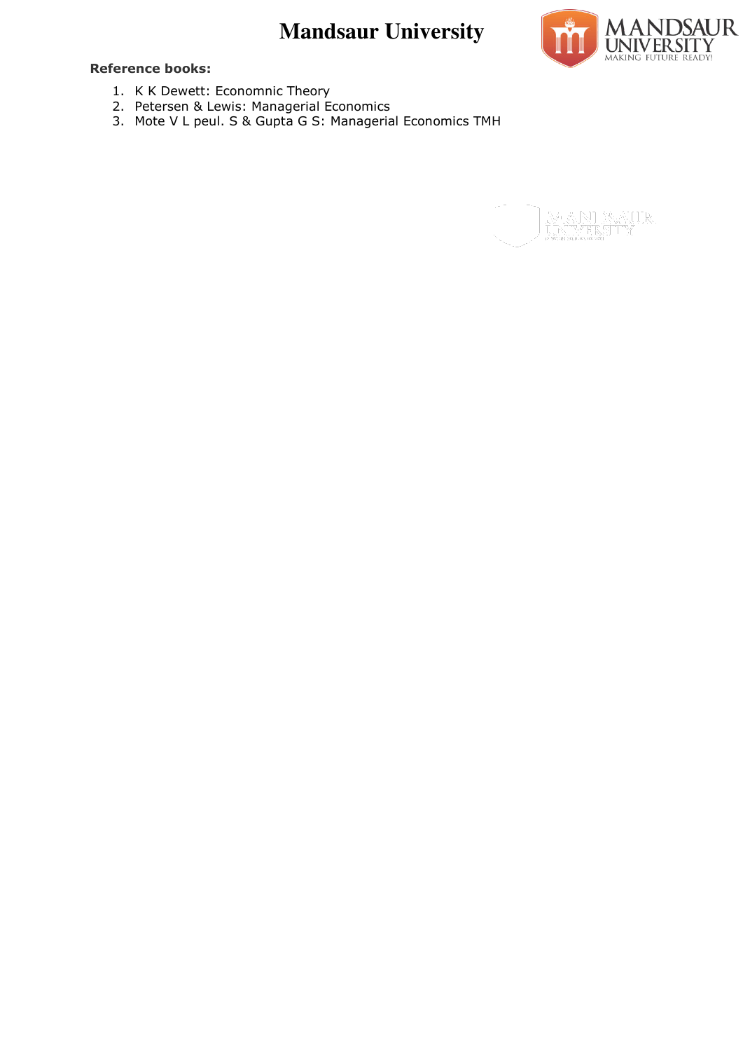**Reference books:**

1. K K Dewett: Economnic Theory
2. Petersen & Lewis: Managerial Economics
3. Mote V L peul. S & Gupta G S: Managerial Economics TMH